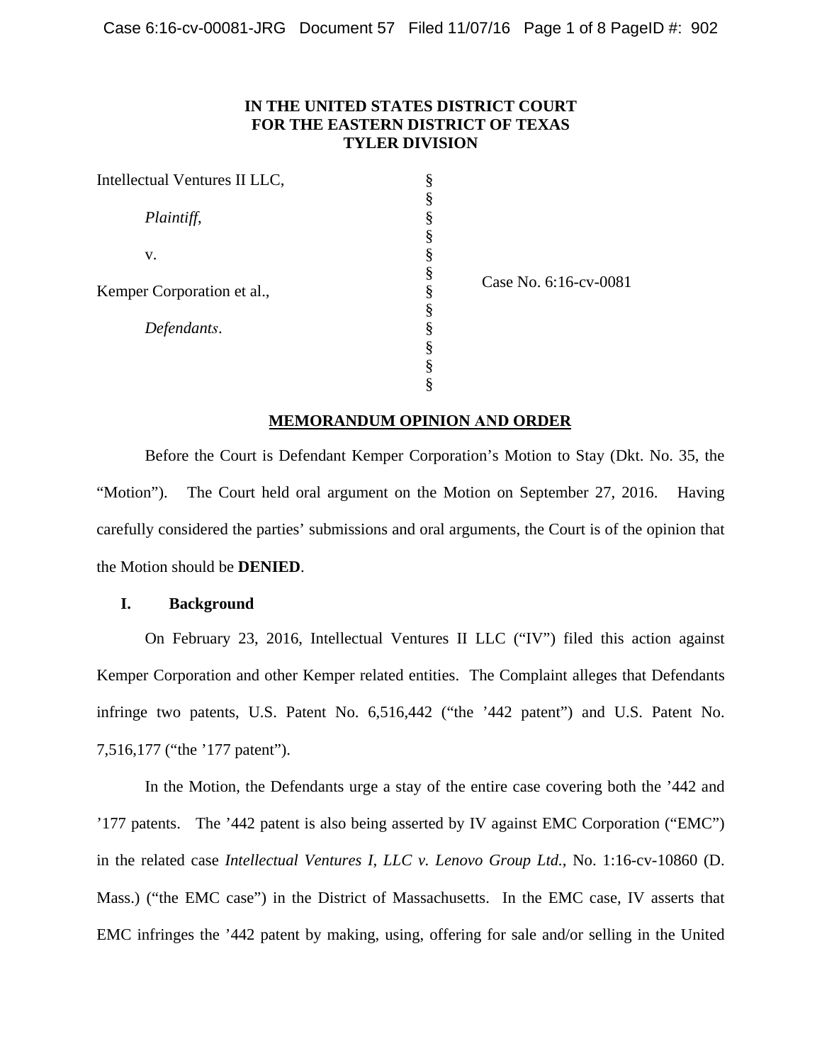**IN THE UNITED STATES DISTRICT COURT**
**FOR THE EASTERN DISTRICT OF TEXAS**
**TYLER DIVISION**

| | | |
|---|---|---|
| Intellectual Ventures II LLC, | § | |
| | § | |
| *Plaintiff*, | § | |
| | § | |
| v. | § | |
| | § | Case No. 6:16-cv-0081 |
| Kemper Corporation et al., | § | |
| | § | |
| *Defendants*. | § | |
| | § | |
| | § | |
| | § | |

**MEMORANDUM OPINION AND ORDER**

Before the Court is Defendant Kemper Corporation's Motion to Stay (Dkt. No. 35, the "Motion"). The Court held oral argument on the Motion on September 27, 2016. Having carefully considered the parties' submissions and oral arguments, the Court is of the opinion that the Motion should be **DENIED**.

## I. Background

On February 23, 2016, Intellectual Ventures II LLC ("IV") filed this action against Kemper Corporation and other Kemper related entities. The Complaint alleges that Defendants infringe two patents, U.S. Patent No. 6,516,442 ("the '442 patent") and U.S. Patent No. 7,516,177 ("the '177 patent").

In the Motion, the Defendants urge a stay of the entire case covering both the '442 and '177 patents. The '442 patent is also being asserted by IV against EMC Corporation ("EMC") in the related case *Intellectual Ventures I, LLC v. Lenovo Group Ltd.*, No. 1:16-cv-10860 (D. Mass.) ("the EMC case") in the District of Massachusetts. In the EMC case, IV asserts that EMC infringes the '442 patent by making, using, offering for sale and/or selling in the United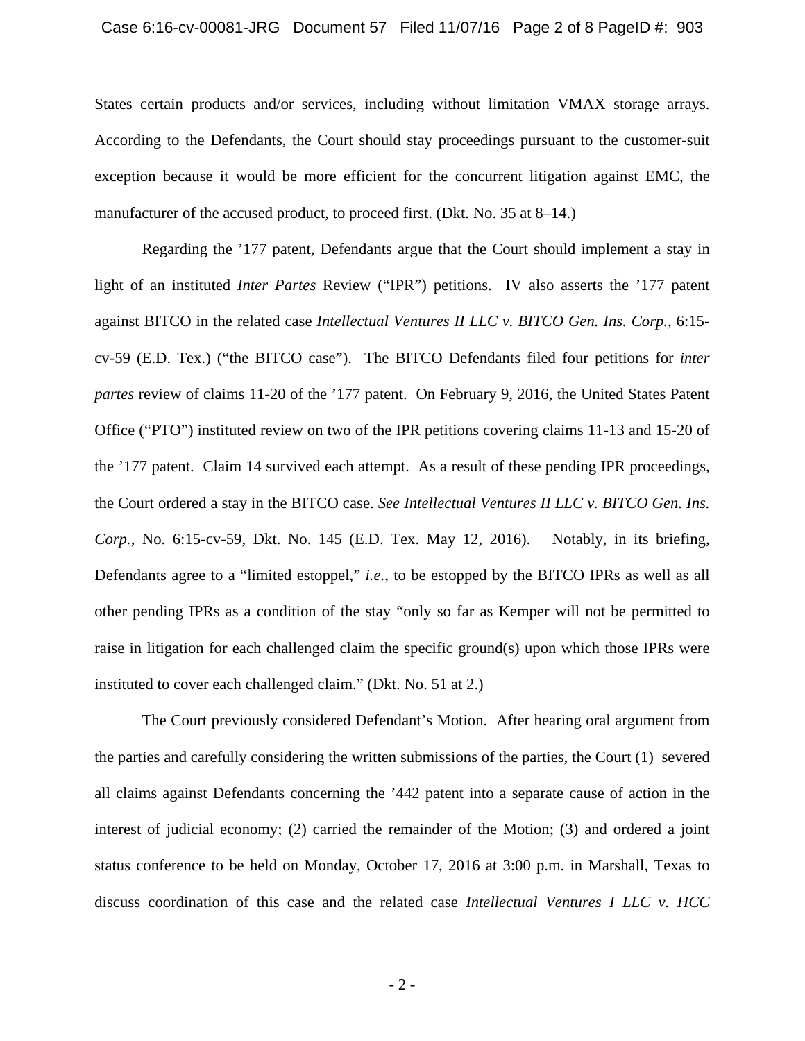States certain products and/or services, including without limitation VMAX storage arrays. According to the Defendants, the Court should stay proceedings pursuant to the customer-suit exception because it would be more efficient for the concurrent litigation against EMC, the manufacturer of the accused product, to proceed first. (Dkt. No. 35 at 8–14.)

Regarding the ’177 patent, Defendants argue that the Court should implement a stay in light of an instituted *Inter Partes* Review (“IPR”) petitions. IV also asserts the ’177 patent against BITCO in the related case *Intellectual Ventures II LLC v. BITCO Gen. Ins. Corp.*, 6:15-cv-59 (E.D. Tex.) (“the BITCO case”). The BITCO Defendants filed four petitions for *inter partes* review of claims 11-20 of the ’177 patent. On February 9, 2016, the United States Patent Office (“PTO”) instituted review on two of the IPR petitions covering claims 11-13 and 15-20 of the ’177 patent. Claim 14 survived each attempt. As a result of these pending IPR proceedings, the Court ordered a stay in the BITCO case. *See Intellectual Ventures II LLC v. BITCO Gen. Ins. Corp.*, No. 6:15-cv-59, Dkt. No. 145 (E.D. Tex. May 12, 2016). Notably, in its briefing, Defendants agree to a “limited estoppel,” *i.e.*, to be estopped by the BITCO IPRs as well as all other pending IPRs as a condition of the stay “only so far as Kemper will not be permitted to raise in litigation for each challenged claim the specific ground(s) upon which those IPRs were instituted to cover each challenged claim.” (Dkt. No. 51 at 2.)

The Court previously considered Defendant’s Motion. After hearing oral argument from the parties and carefully considering the written submissions of the parties, the Court (1) severed all claims against Defendants concerning the ’442 patent into a separate cause of action in the interest of judicial economy; (2) carried the remainder of the Motion; (3) and ordered a joint status conference to be held on Monday, October 17, 2016 at 3:00 p.m. in Marshall, Texas to discuss coordination of this case and the related case *Intellectual Ventures I LLC v. HCC*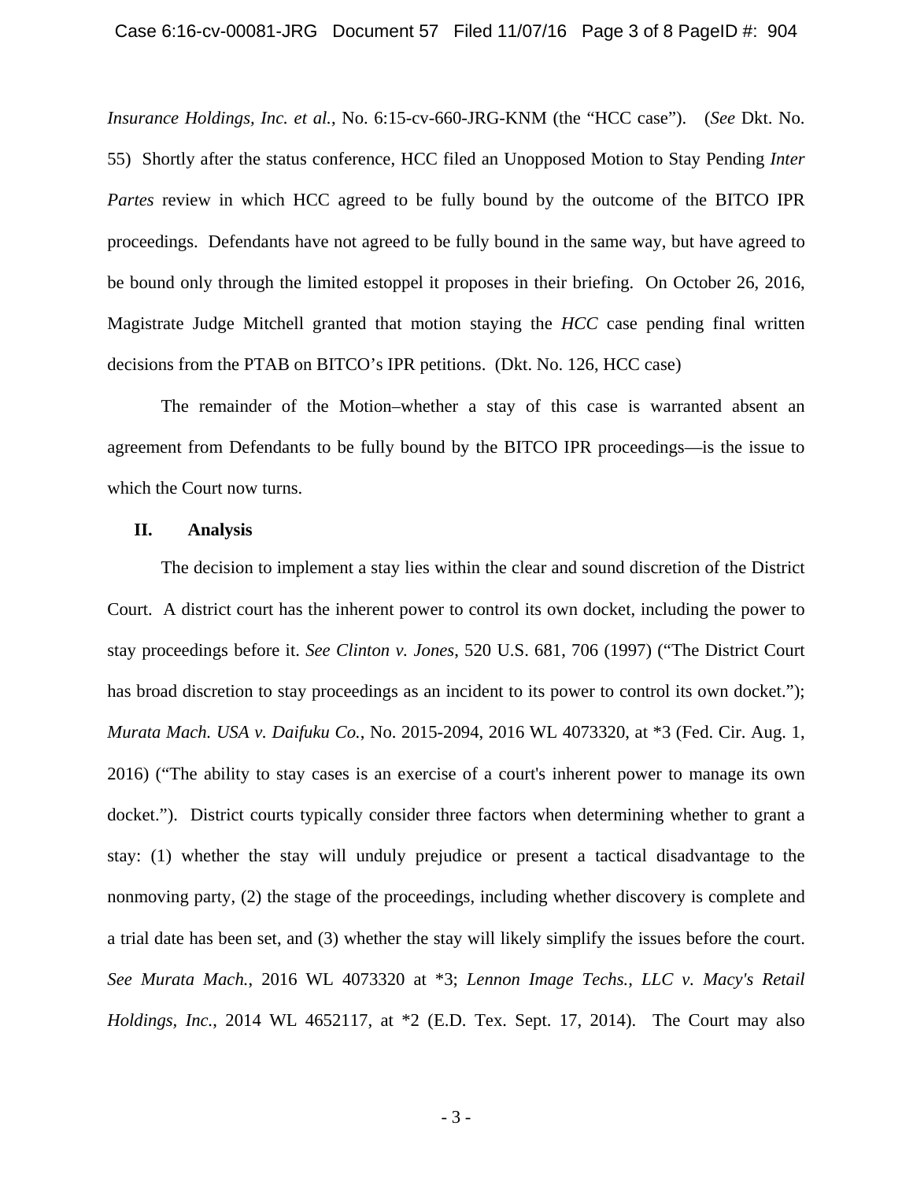*Insurance Holdings, Inc. et al.*, No. 6:15-cv-660-JRG-KNM (the "HCC case"). (*See* Dkt. No. 55) Shortly after the status conference, HCC filed an Unopposed Motion to Stay Pending *Inter Partes* review in which HCC agreed to be fully bound by the outcome of the BITCO IPR proceedings. Defendants have not agreed to be fully bound in the same way, but have agreed to be bound only through the limited estoppel it proposes in their briefing. On October 26, 2016, Magistrate Judge Mitchell granted that motion staying the *HCC* case pending final written decisions from the PTAB on BITCO's IPR petitions. (Dkt. No. 126, HCC case)

The remainder of the Motion–whether a stay of this case is warranted absent an agreement from Defendants to be fully bound by the BITCO IPR proceedings—is the issue to which the Court now turns.

## II. Analysis

The decision to implement a stay lies within the clear and sound discretion of the District Court. A district court has the inherent power to control its own docket, including the power to stay proceedings before it. *See Clinton v. Jones*, 520 U.S. 681, 706 (1997) ("The District Court has broad discretion to stay proceedings as an incident to its power to control its own docket."); *Murata Mach. USA v. Daifuku Co.*, No. 2015-2094, 2016 WL 4073320, at *3 (Fed. Cir. Aug. 1, 2016) ("The ability to stay cases is an exercise of a court's inherent power to manage its own docket."). District courts typically consider three factors when determining whether to grant a stay: (1) whether the stay will unduly prejudice or present a tactical disadvantage to the nonmoving party, (2) the stage of the proceedings, including whether discovery is complete and a trial date has been set, and (3) whether the stay will likely simplify the issues before the court. *See Murata Mach.*, 2016 WL 4073320 at *3; *Lennon Image Techs., LLC v. Macy's Retail Holdings, Inc.*, 2014 WL 4652117, at *2 (E.D. Tex. Sept. 17, 2014). The Court may also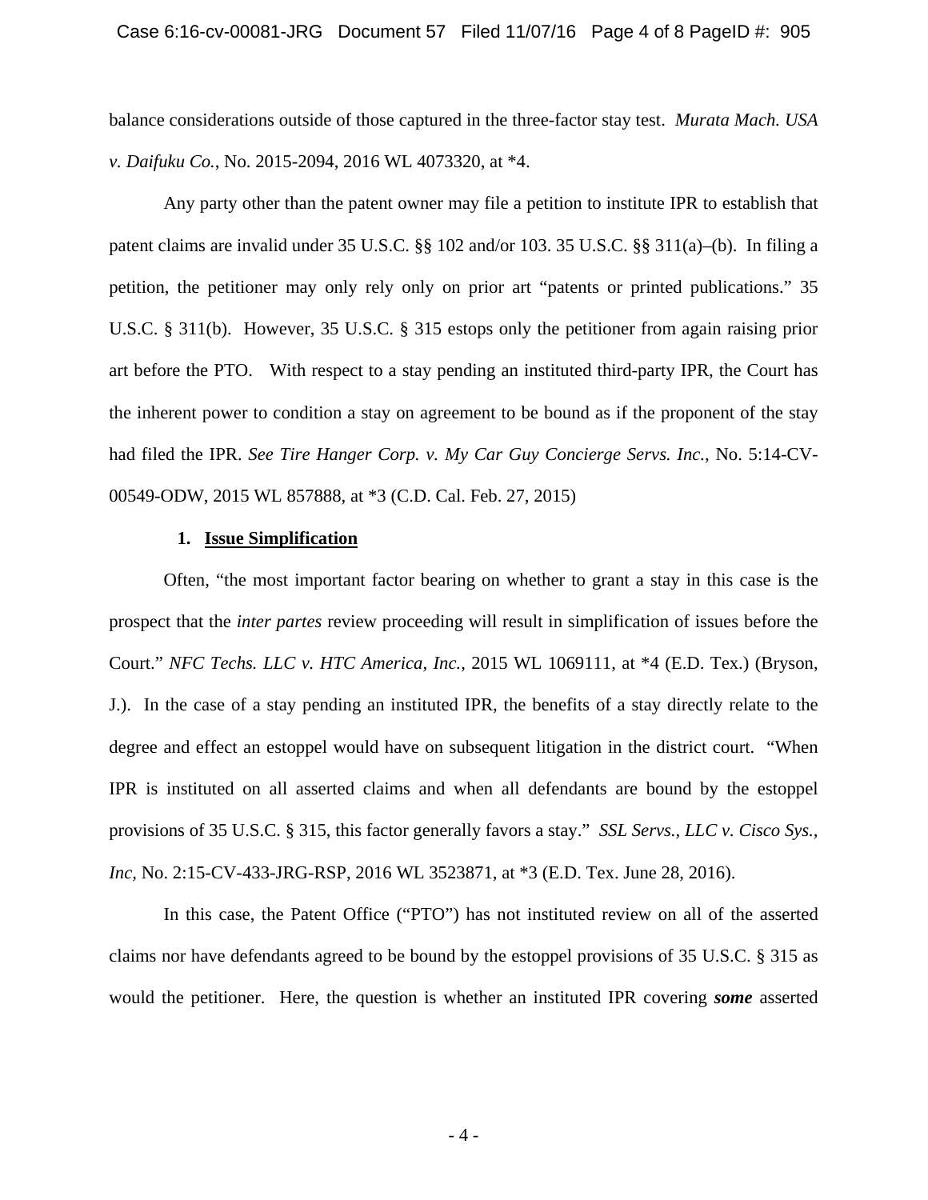balance considerations outside of those captured in the three-factor stay test. *Murata Mach. USA v. Daifuku Co.*, No. 2015-2094, 2016 WL 4073320, at *4.

Any party other than the patent owner may file a petition to institute IPR to establish that patent claims are invalid under 35 U.S.C. §§ 102 and/or 103. 35 U.S.C. §§ 311(a)–(b). In filing a petition, the petitioner may only rely only on prior art "patents or printed publications." 35 U.S.C. § 311(b). However, 35 U.S.C. § 315 estops only the petitioner from again raising prior art before the PTO. With respect to a stay pending an instituted third-party IPR, the Court has the inherent power to condition a stay on agreement to be bound as if the proponent of the stay had filed the IPR. *See Tire Hanger Corp. v. My Car Guy Concierge Servs. Inc.*, No. 5:14-CV-00549-ODW, 2015 WL 857888, at *3 (C.D. Cal. Feb. 27, 2015)

**1. <u>Issue Simplification</u>**

Often, "the most important factor bearing on whether to grant a stay in this case is the prospect that the *inter partes* review proceeding will result in simplification of issues before the Court." *NFC Techs. LLC v. HTC America, Inc.*, 2015 WL 1069111, at *4 (E.D. Tex.) (Bryson, J.). In the case of a stay pending an instituted IPR, the benefits of a stay directly relate to the degree and effect an estoppel would have on subsequent litigation in the district court. "When IPR is instituted on all asserted claims and when all defendants are bound by the estoppel provisions of 35 U.S.C. § 315, this factor generally favors a stay." *SSL Servs., LLC v. Cisco Sys., Inc*, No. 2:15-CV-433-JRG-RSP, 2016 WL 3523871, at *3 (E.D. Tex. June 28, 2016).

In this case, the Patent Office ("PTO") has not instituted review on all of the asserted claims nor have defendants agreed to be bound by the estoppel provisions of 35 U.S.C. § 315 as would the petitioner. Here, the question is whether an instituted IPR covering ***some*** asserted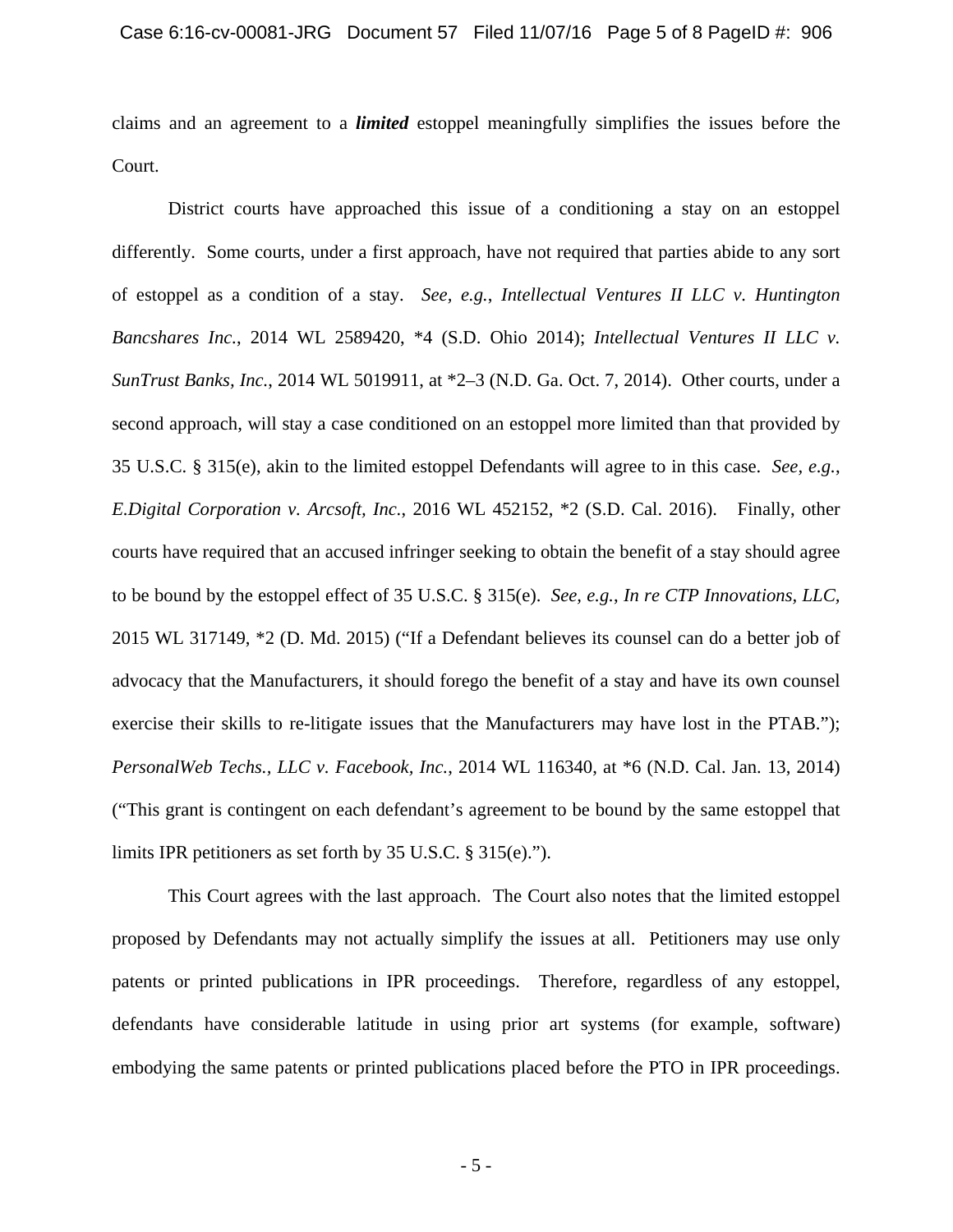claims and an agreement to a ***limited*** estoppel meaningfully simplifies the issues before the Court.

District courts have approached this issue of a conditioning a stay on an estoppel differently. Some courts, under a first approach, have not required that parties abide to any sort of estoppel as a condition of a stay. *See, e.g.*, *Intellectual Ventures II LLC v. Huntington Bancshares Inc.*, 2014 WL 2589420, *4 (S.D. Ohio 2014); *Intellectual Ventures II LLC v. SunTrust Banks, Inc.*, 2014 WL 5019911, at *2–3 (N.D. Ga. Oct. 7, 2014). Other courts, under a second approach, will stay a case conditioned on an estoppel more limited than that provided by 35 U.S.C. § 315(e), akin to the limited estoppel Defendants will agree to in this case. *See, e.g.*, *E.Digital Corporation v. Arcsoft, Inc.*, 2016 WL 452152, *2 (S.D. Cal. 2016). Finally, other courts have required that an accused infringer seeking to obtain the benefit of a stay should agree to be bound by the estoppel effect of 35 U.S.C. § 315(e). *See, e.g.*, *In re CTP Innovations, LLC*, 2015 WL 317149, *2 (D. Md. 2015) ("If a Defendant believes its counsel can do a better job of advocacy that the Manufacturers, it should forego the benefit of a stay and have its own counsel exercise their skills to re-litigate issues that the Manufacturers may have lost in the PTAB."); *PersonalWeb Techs., LLC v. Facebook, Inc.*, 2014 WL 116340, at *6 (N.D. Cal. Jan. 13, 2014) ("This grant is contingent on each defendant's agreement to be bound by the same estoppel that limits IPR petitioners as set forth by 35 U.S.C. § 315(e).").

This Court agrees with the last approach. The Court also notes that the limited estoppel proposed by Defendants may not actually simplify the issues at all. Petitioners may use only patents or printed publications in IPR proceedings. Therefore, regardless of any estoppel, defendants have considerable latitude in using prior art systems (for example, software) embodying the same patents or printed publications placed before the PTO in IPR proceedings.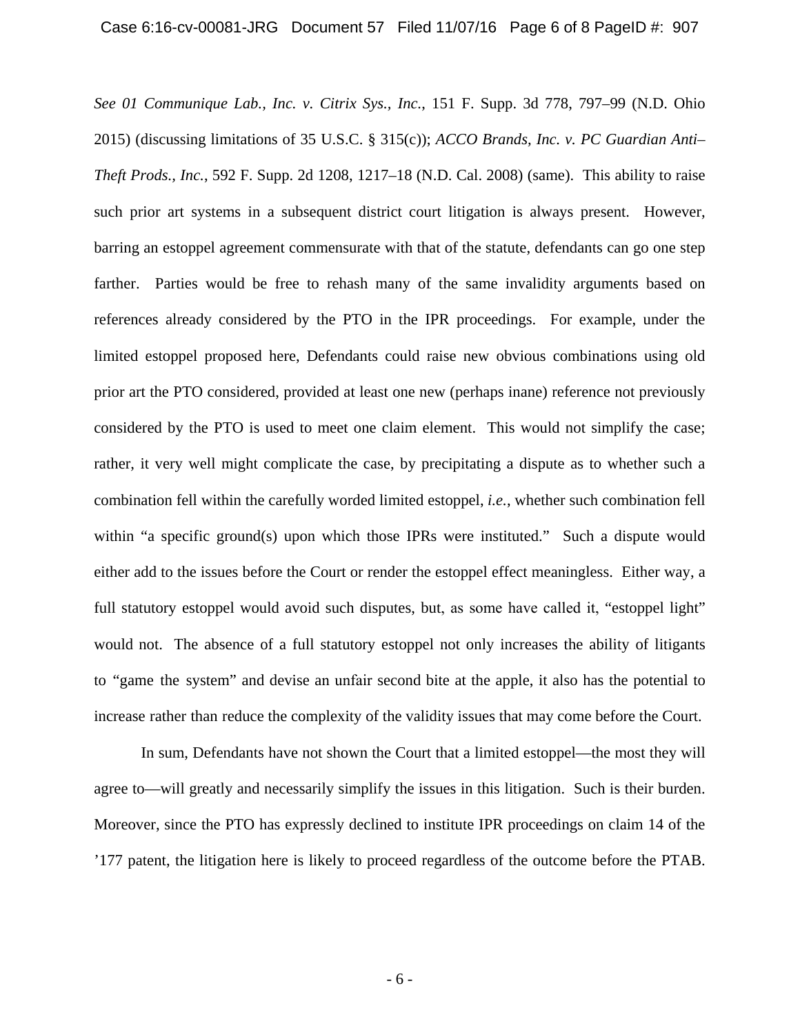*See 01 Communique Lab., Inc. v. Citrix Sys., Inc.*, 151 F. Supp. 3d 778, 797–99 (N.D. Ohio 2015) (discussing limitations of 35 U.S.C. § 315(c)); *ACCO Brands, Inc. v. PC Guardian Anti–Theft Prods., Inc.*, 592 F. Supp. 2d 1208, 1217–18 (N.D. Cal. 2008) (same). This ability to raise such prior art systems in a subsequent district court litigation is always present. However, barring an estoppel agreement commensurate with that of the statute, defendants can go one step farther. Parties would be free to rehash many of the same invalidity arguments based on references already considered by the PTO in the IPR proceedings. For example, under the limited estoppel proposed here, Defendants could raise new obvious combinations using old prior art the PTO considered, provided at least one new (perhaps inane) reference not previously considered by the PTO is used to meet one claim element. This would not simplify the case; rather, it very well might complicate the case, by precipitating a dispute as to whether such a combination fell within the carefully worded limited estoppel, *i.e.*, whether such combination fell within "a specific ground(s) upon which those IPRs were instituted." Such a dispute would either add to the issues before the Court or render the estoppel effect meaningless. Either way, a full statutory estoppel would avoid such disputes, but, as some have called it, "estoppel light" would not. The absence of a full statutory estoppel not only increases the ability of litigants to "game the system" and devise an unfair second bite at the apple, it also has the potential to increase rather than reduce the complexity of the validity issues that may come before the Court.

In sum, Defendants have not shown the Court that a limited estoppel—the most they will agree to—will greatly and necessarily simplify the issues in this litigation. Such is their burden. Moreover, since the PTO has expressly declined to institute IPR proceedings on claim 14 of the '177 patent, the litigation here is likely to proceed regardless of the outcome before the PTAB.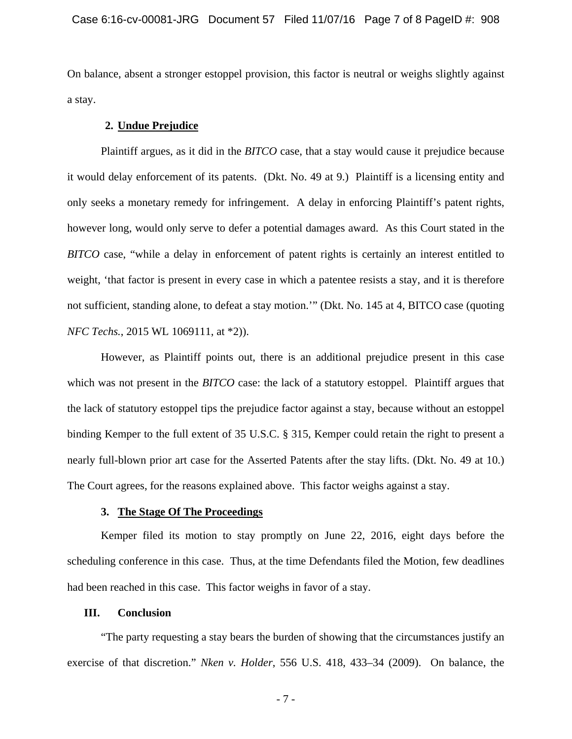On balance, absent a stronger estoppel provision, this factor is neutral or weighs slightly against a stay.

### 2. Undue Prejudice

Plaintiff argues, as it did in the *BITCO* case, that a stay would cause it prejudice because it would delay enforcement of its patents. (Dkt. No. 49 at 9.) Plaintiff is a licensing entity and only seeks a monetary remedy for infringement. A delay in enforcing Plaintiff's patent rights, however long, would only serve to defer a potential damages award. As this Court stated in the *BITCO* case, "while a delay in enforcement of patent rights is certainly an interest entitled to weight, 'that factor is present in every case in which a patentee resists a stay, and it is therefore not sufficient, standing alone, to defeat a stay motion.'" (Dkt. No. 145 at 4, BITCO case (quoting *NFC Techs.*, 2015 WL 1069111, at *2)).

However, as Plaintiff points out, there is an additional prejudice present in this case which was not present in the *BITCO* case: the lack of a statutory estoppel. Plaintiff argues that the lack of statutory estoppel tips the prejudice factor against a stay, because without an estoppel binding Kemper to the full extent of 35 U.S.C. § 315, Kemper could retain the right to present a nearly full-blown prior art case for the Asserted Patents after the stay lifts. (Dkt. No. 49 at 10.) The Court agrees, for the reasons explained above. This factor weighs against a stay.

### 3. The Stage Of The Proceedings

Kemper filed its motion to stay promptly on June 22, 2016, eight days before the scheduling conference in this case. Thus, at the time Defendants filed the Motion, few deadlines had been reached in this case. This factor weighs in favor of a stay.

## III. Conclusion

"The party requesting a stay bears the burden of showing that the circumstances justify an exercise of that discretion." *Nken v. Holder*, 556 U.S. 418, 433–34 (2009). On balance, the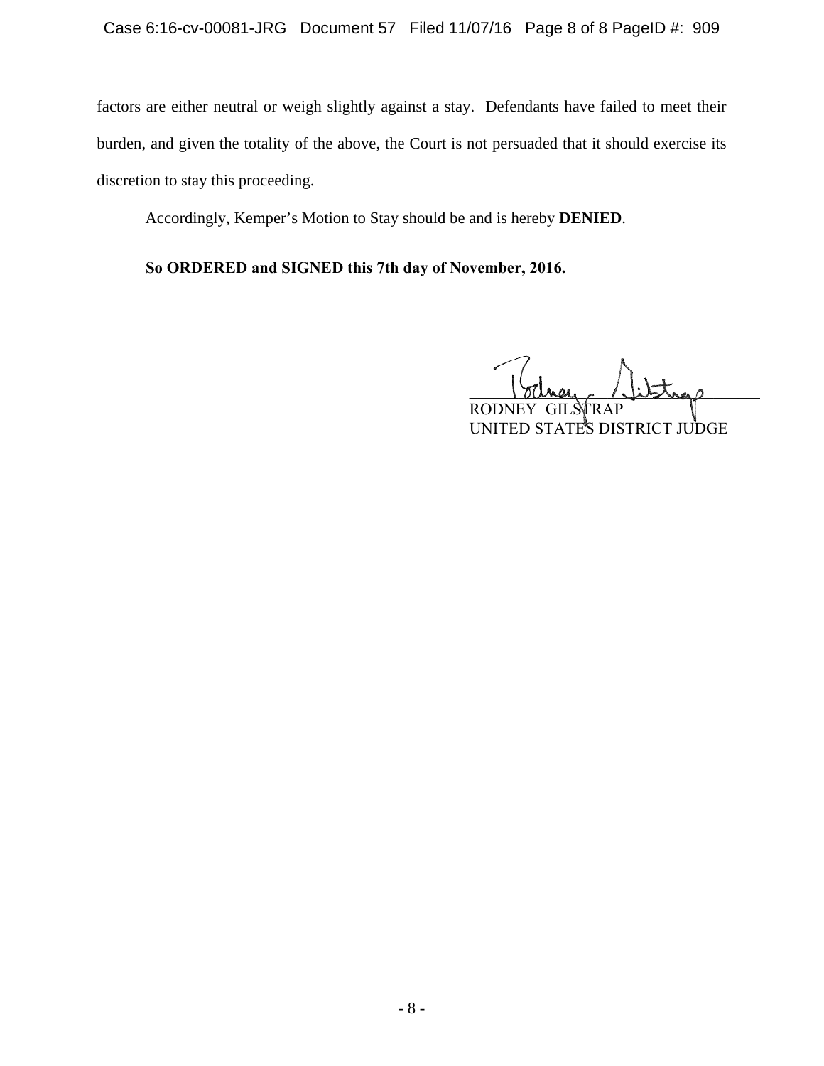factors are either neutral or weigh slightly against a stay. Defendants have failed to meet their burden, and given the totality of the above, the Court is not persuaded that it should exercise its discretion to stay this proceeding.

Accordingly, Kemper's Motion to Stay should be and is hereby **DENIED**.

**So ORDERED and SIGNED this 7th day of November, 2016.**

RODNEY GILSTRAP
UNITED STATES DISTRICT JUDGE